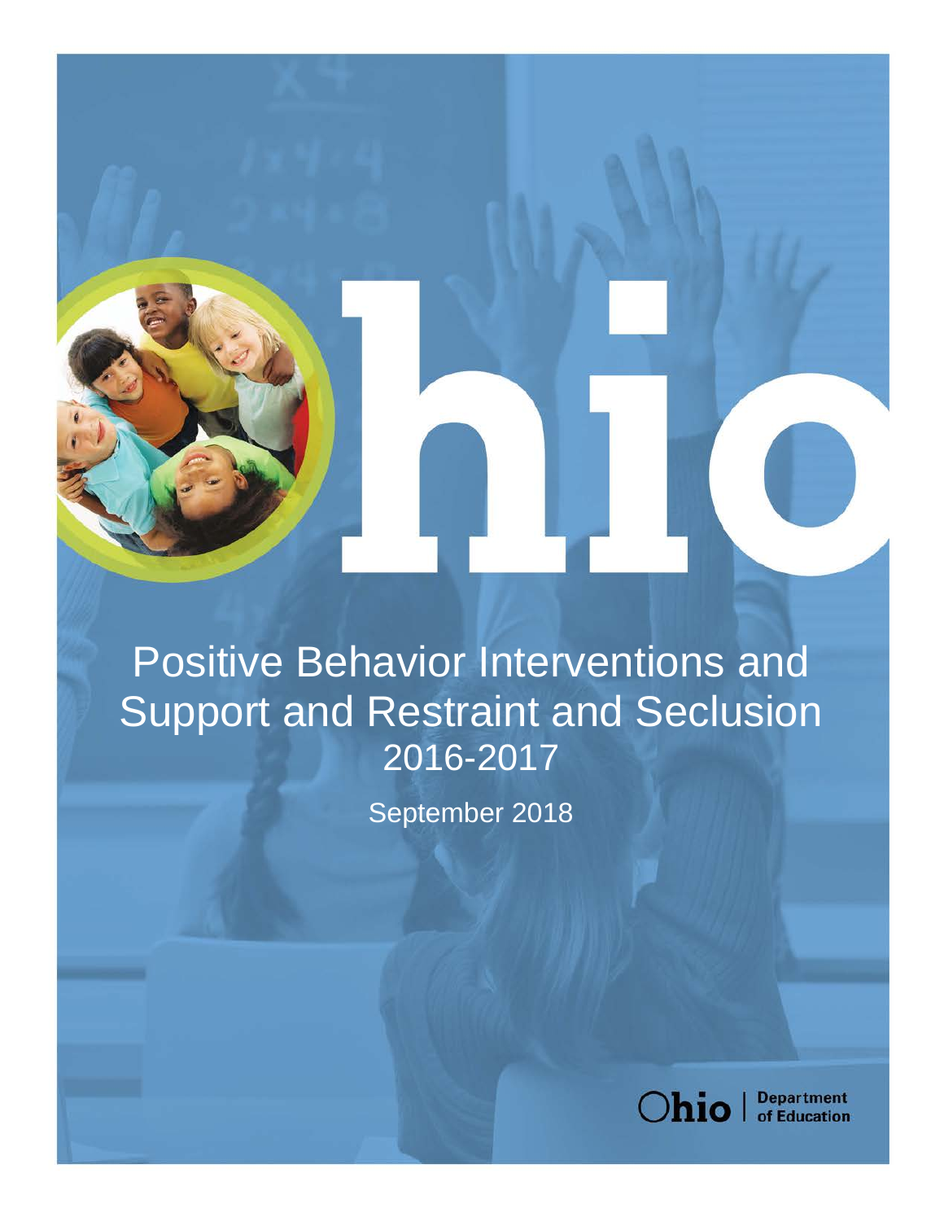# Positive Behavior Interventions and Support and Restraint and Seclusion 2016-2017

September 2018

Ohio | Department of Education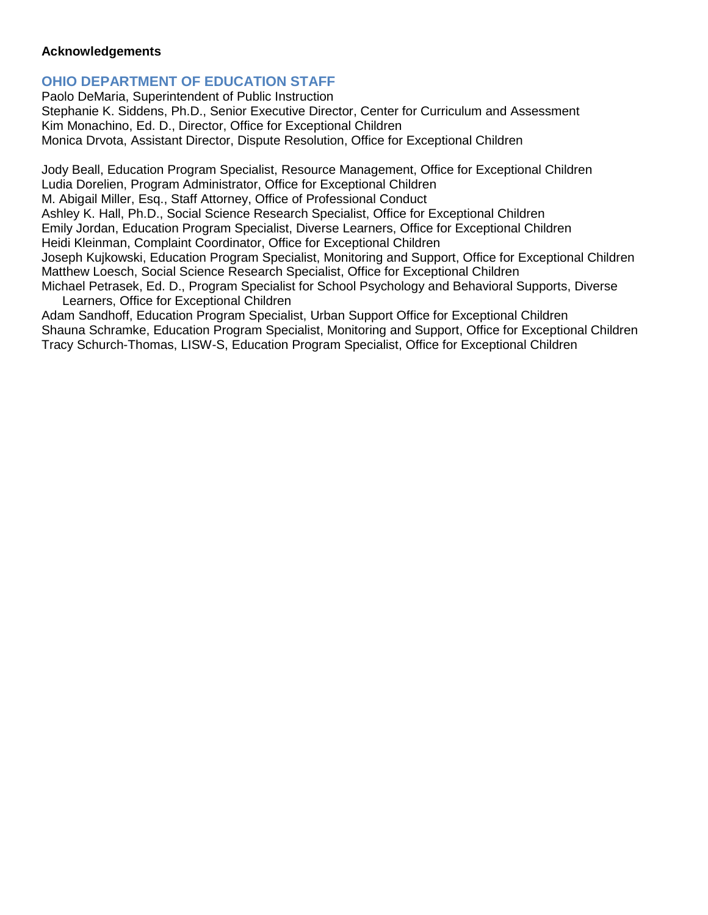**Acknowledgements**

## OHIO DEPARTMENT OF EDUCATION STAFF

Paolo DeMaria, Superintendent of Public Instruction
Stephanie K. Siddens, Ph.D., Senior Executive Director, Center for Curriculum and Assessment
Kim Monachino, Ed. D., Director, Office for Exceptional Children
Monica Drvota, Assistant Director, Dispute Resolution, Office for Exceptional Children

Jody Beall, Education Program Specialist, Resource Management, Office for Exceptional Children
Ludia Dorelien, Program Administrator, Office for Exceptional Children
M. Abigail Miller, Esq., Staff Attorney, Office of Professional Conduct
Ashley K. Hall, Ph.D., Social Science Research Specialist, Office for Exceptional Children
Emily Jordan, Education Program Specialist, Diverse Learners, Office for Exceptional Children
Heidi Kleinman, Complaint Coordinator, Office for Exceptional Children
Joseph Kujkowski, Education Program Specialist, Monitoring and Support, Office for Exceptional Children
Matthew Loesch, Social Science Research Specialist, Office for Exceptional Children
Michael Petrasek, Ed. D., Program Specialist for School Psychology and Behavioral Supports, Diverse Learners, Office for Exceptional Children
Adam Sandhoff, Education Program Specialist, Urban Support Office for Exceptional Children
Shauna Schramke, Education Program Specialist, Monitoring and Support, Office for Exceptional Children
Tracy Schurch-Thomas, LISW-S, Education Program Specialist, Office for Exceptional Children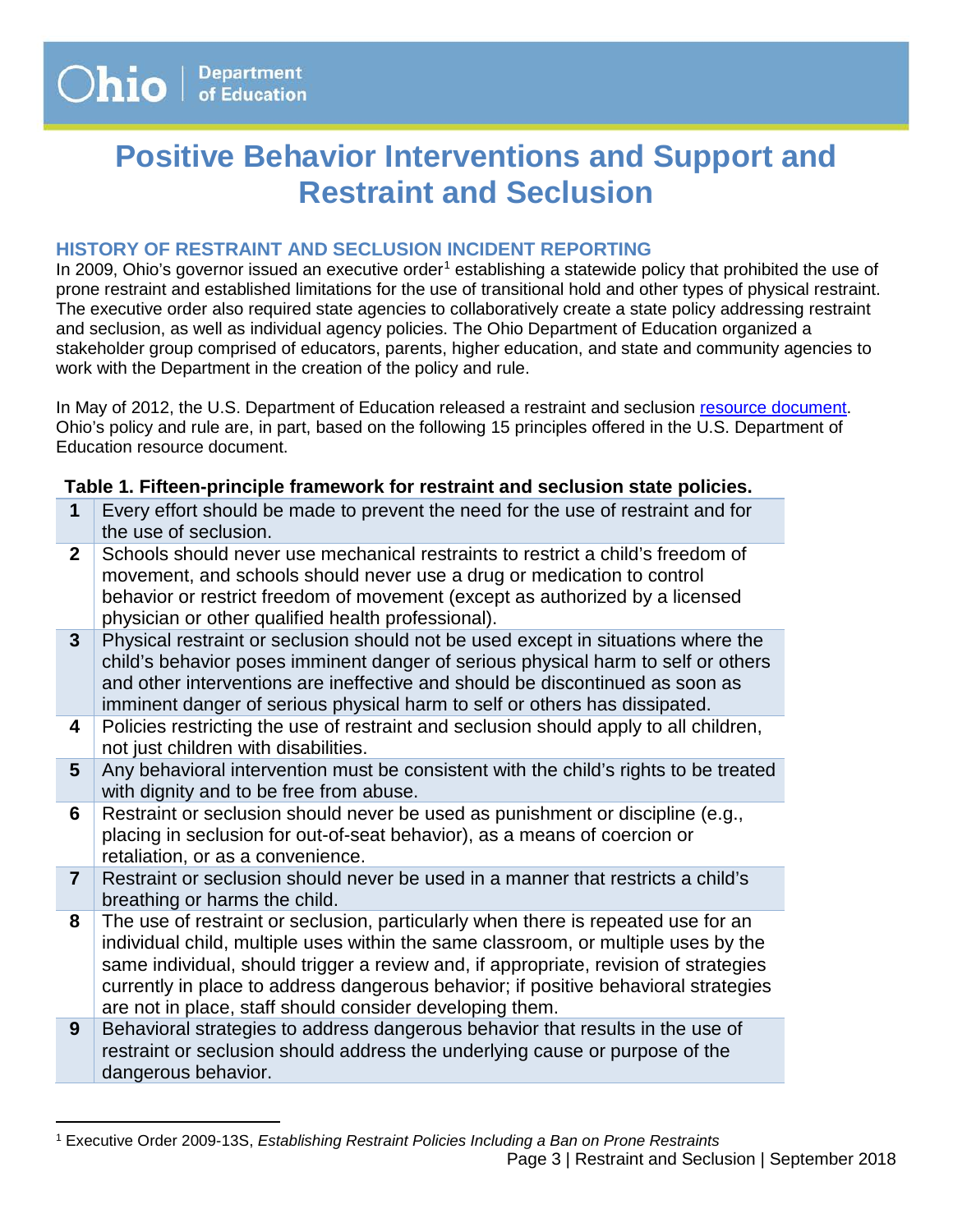# Positive Behavior Interventions and Support and Restraint and Seclusion

## HISTORY OF RESTRAINT AND SECLUSION INCIDENT REPORTING

In 2009, Ohio's governor issued an executive order[1] establishing a statewide policy that prohibited the use of prone restraint and established limitations for the use of transitional hold and other types of physical restraint. The executive order also required state agencies to collaboratively create a state policy addressing restraint and seclusion, as well as individual agency policies. The Ohio Department of Education organized a stakeholder group comprised of educators, parents, higher education, and state and community agencies to work with the Department in the creation of the policy and rule.

In May of 2012, the U.S. Department of Education released a restraint and seclusion resource document. Ohio's policy and rule are, in part, based on the following 15 principles offered in the U.S. Department of Education resource document.

**Table 1. Fifteen-principle framework for restraint and seclusion state policies.**

| | |
|---|---|
| **1** | Every effort should be made to prevent the need for the use of restraint and for the use of seclusion. |
| **2** | Schools should never use mechanical restraints to restrict a child's freedom of movement, and schools should never use a drug or medication to control behavior or restrict freedom of movement (except as authorized by a licensed physician or other qualified health professional). |
| **3** | Physical restraint or seclusion should not be used except in situations where the child's behavior poses imminent danger of serious physical harm to self or others and other interventions are ineffective and should be discontinued as soon as imminent danger of serious physical harm to self or others has dissipated. |
| **4** | Policies restricting the use of restraint and seclusion should apply to all children, not just children with disabilities. |
| **5** | Any behavioral intervention must be consistent with the child's rights to be treated with dignity and to be free from abuse. |
| **6** | Restraint or seclusion should never be used as punishment or discipline (e.g., placing in seclusion for out-of-seat behavior), as a means of coercion or retaliation, or as a convenience. |
| **7** | Restraint or seclusion should never be used in a manner that restricts a child's breathing or harms the child. |
| **8** | The use of restraint or seclusion, particularly when there is repeated use for an individual child, multiple uses within the same classroom, or multiple uses by the same individual, should trigger a review and, if appropriate, revision of strategies currently in place to address dangerous behavior; if positive behavioral strategies are not in place, staff should consider developing them. |
| **9** | Behavioral strategies to address dangerous behavior that results in the use of restraint or seclusion should address the underlying cause or purpose of the dangerous behavior. |

[1] Executive Order 2009-13S, *Establishing Restraint Policies Including a Ban on Prone Restraints*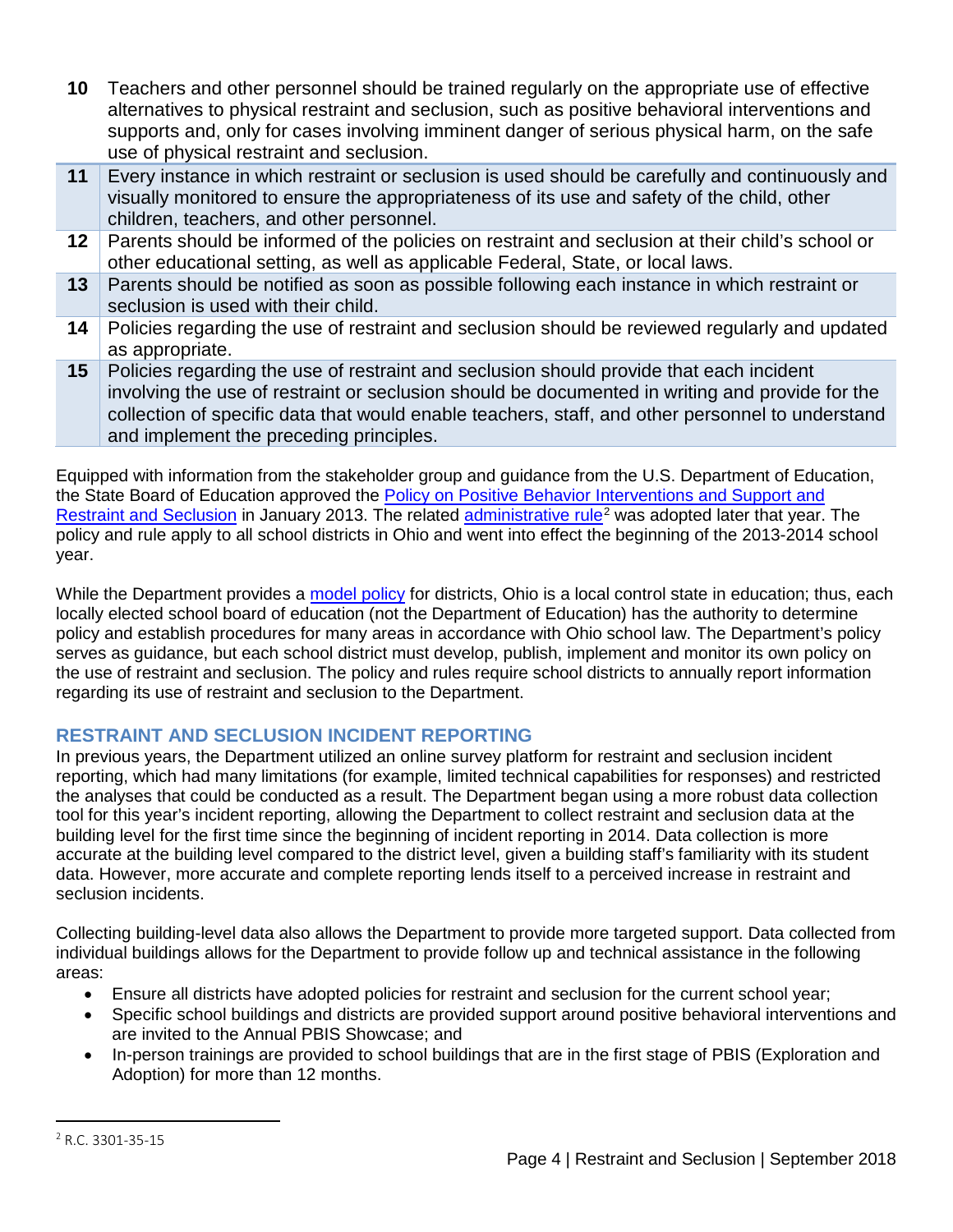| | |
|---|---|
| **10** | Teachers and other personnel should be trained regularly on the appropriate use of effective alternatives to physical restraint and seclusion, such as positive behavioral interventions and supports and, only for cases involving imminent danger of serious physical harm, on the safe use of physical restraint and seclusion. |
| **11** | Every instance in which restraint or seclusion is used should be carefully and continuously and visually monitored to ensure the appropriateness of its use and safety of the child, other children, teachers, and other personnel. |
| **12** | Parents should be informed of the policies on restraint and seclusion at their child's school or other educational setting, as well as applicable Federal, State, or local laws. |
| **13** | Parents should be notified as soon as possible following each instance in which restraint or seclusion is used with their child. |
| **14** | Policies regarding the use of restraint and seclusion should be reviewed regularly and updated as appropriate. |
| **15** | Policies regarding the use of restraint and seclusion should provide that each incident involving the use of restraint or seclusion should be documented in writing and provide for the collection of specific data that would enable teachers, staff, and other personnel to understand and implement the preceding principles. |

Equipped with information from the stakeholder group and guidance from the U.S. Department of Education, the State Board of Education approved the Policy on Positive Behavior Interventions and Support and Restraint and Seclusion in January 2013. The related administrative rule[2] was adopted later that year. The policy and rule apply to all school districts in Ohio and went into effect the beginning of the 2013-2014 school year.

While the Department provides a model policy for districts, Ohio is a local control state in education; thus, each locally elected school board of education (not the Department of Education) has the authority to determine policy and establish procedures for many areas in accordance with Ohio school law. The Department's policy serves as guidance, but each school district must develop, publish, implement and monitor its own policy on the use of restraint and seclusion. The policy and rules require school districts to annually report information regarding its use of restraint and seclusion to the Department.

## RESTRAINT AND SECLUSION INCIDENT REPORTING

In previous years, the Department utilized an online survey platform for restraint and seclusion incident reporting, which had many limitations (for example, limited technical capabilities for responses) and restricted the analyses that could be conducted as a result. The Department began using a more robust data collection tool for this year's incident reporting, allowing the Department to collect restraint and seclusion data at the building level for the first time since the beginning of incident reporting in 2014. Data collection is more accurate at the building level compared to the district level, given a building staff's familiarity with its student data. However, more accurate and complete reporting lends itself to a perceived increase in restraint and seclusion incidents.

Collecting building-level data also allows the Department to provide more targeted support. Data collected from individual buildings allows for the Department to provide follow up and technical assistance in the following areas:

- Ensure all districts have adopted policies for restraint and seclusion for the current school year;
- Specific school buildings and districts are provided support around positive behavioral interventions and are invited to the Annual PBIS Showcase; and
- In-person trainings are provided to school buildings that are in the first stage of PBIS (Exploration and Adoption) for more than 12 months.

[2] R.C. 3301-35-15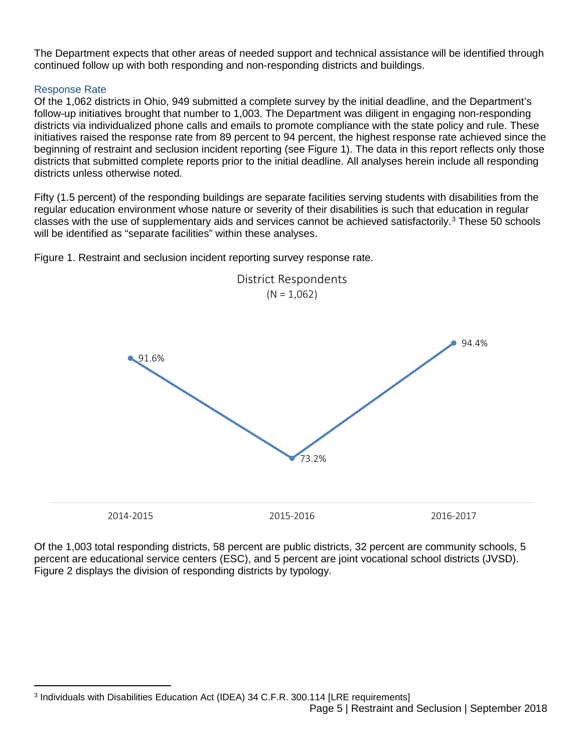The Department expects that other areas of needed support and technical assistance will be identified through continued follow up with both responding and non-responding districts and buildings.

### Response Rate

Of the 1,062 districts in Ohio, 949 submitted a complete survey by the initial deadline, and the Department's follow-up initiatives brought that number to 1,003. The Department was diligent in engaging non-responding districts via individualized phone calls and emails to promote compliance with the state policy and rule. These initiatives raised the response rate from 89 percent to 94 percent, the highest response rate achieved since the beginning of restraint and seclusion incident reporting (see Figure 1). The data in this report reflects only those districts that submitted complete reports prior to the initial deadline. All analyses herein include all responding districts unless otherwise noted.

Fifty (1.5 percent) of the responding buildings are separate facilities serving students with disabilities from the regular education environment whose nature or severity of their disabilities is such that education in regular classes with the use of supplementary aids and services cannot be achieved satisfactorily.[3] These 50 schools will be identified as "separate facilities" within these analyses.

Figure 1. Restraint and seclusion incident reporting survey response rate.

District Respondents
(N = 1,062)

| 2014-2015 | 2015-2016 | 2016-2017 |
|---|---|---|
| 91.6% | 73.2% | 94.4% |

Of the 1,003 total responding districts, 58 percent are public districts, 32 percent are community schools, 5 percent are educational service centers (ESC), and 5 percent are joint vocational school districts (JVSD). Figure 2 displays the division of responding districts by typology.

[3] Individuals with Disabilities Education Act (IDEA) 34 C.F.R. 300.114 [LRE requirements]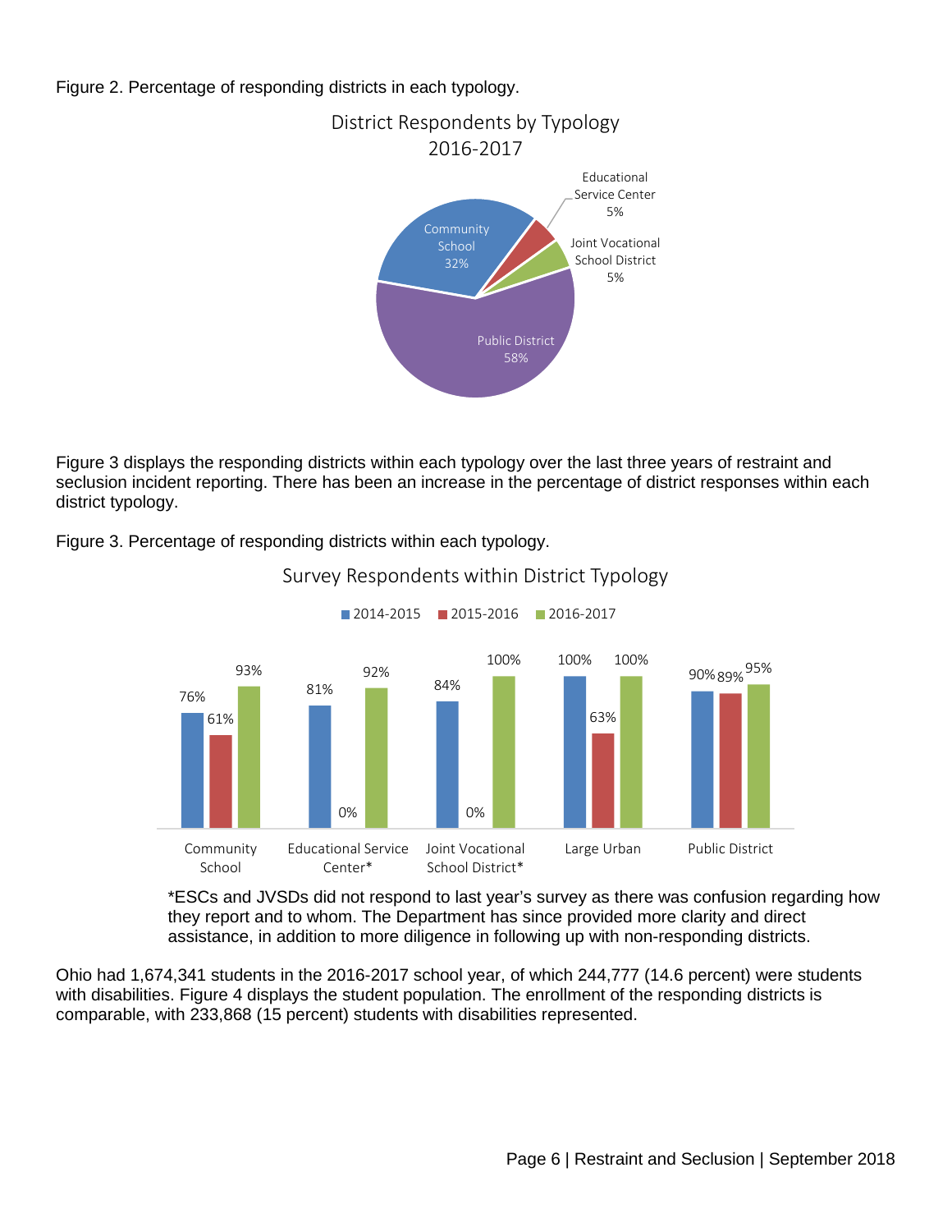Figure 2. Percentage of responding districts in each typology.

District Respondents by Typology 2016-2017

| Typology | Percentage |
|---|---|
| Community School | 32% |
| Educational Service Center | 5% |
| Joint Vocational School District | 5% |
| Public District | 58% |

Figure 3 displays the responding districts within each typology over the last three years of restraint and seclusion incident reporting. There has been an increase in the percentage of district responses within each district typology.

Figure 3. Percentage of responding districts within each typology.

Survey Respondents within District Typology

| Typology | 2014-2015 | 2015-2016 | 2016-2017 |
|---|---|---|---|
| Community School | 76% | 61% | 93% |
| Educational Service Center* | 81% | 0% | 92% |
| Joint Vocational School District* | 84% | 0% | 100% |
| Large Urban | 100% | 63% | 100% |
| Public District | 90% | 89% | 95% |

*ESCs and JVSDs did not respond to last year's survey as there was confusion regarding how they report and to whom. The Department has since provided more clarity and direct assistance, in addition to more diligence in following up with non-responding districts.

Ohio had 1,674,341 students in the 2016-2017 school year, of which 244,777 (14.6 percent) were students with disabilities. Figure 4 displays the student population. The enrollment of the responding districts is comparable, with 233,868 (15 percent) students with disabilities represented.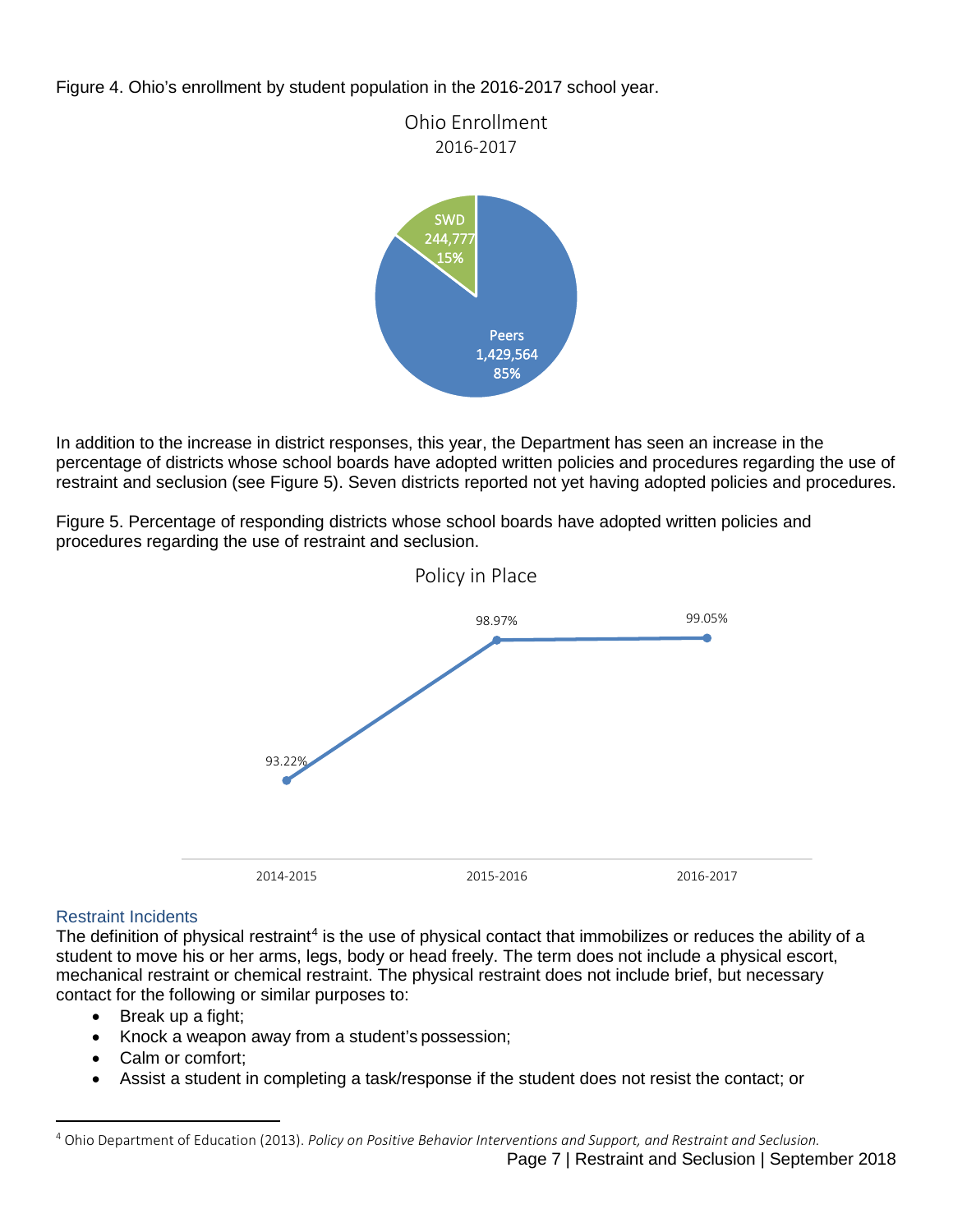Figure 4. Ohio's enrollment by student population in the 2016-2017 school year.

Ohio Enrollment
2016-2017

SWD 244,777 15%

Peers 1,429,564 85%

In addition to the increase in district responses, this year, the Department has seen an increase in the percentage of districts whose school boards have adopted written policies and procedures regarding the use of restraint and seclusion (see Figure 5). Seven districts reported not yet having adopted policies and procedures.

Figure 5. Percentage of responding districts whose school boards have adopted written policies and procedures regarding the use of restraint and seclusion.

Policy in Place

| 2014-2015 | 2015-2016 | 2016-2017 |
|---|---|---|
| 93.22% | 98.97% | 99.05% |

### Restraint Incidents

The definition of physical restraint[4] is the use of physical contact that immobilizes or reduces the ability of a student to move his or her arms, legs, body or head freely. The term does not include a physical escort, mechanical restraint or chemical restraint. The physical restraint does not include brief, but necessary contact for the following or similar purposes to:

- Break up a fight;
- Knock a weapon away from a student's possession;
- Calm or comfort;
- Assist a student in completing a task/response if the student does not resist the contact; or

[4] Ohio Department of Education (2013). *Policy on Positive Behavior Interventions and Support, and Restraint and Seclusion.*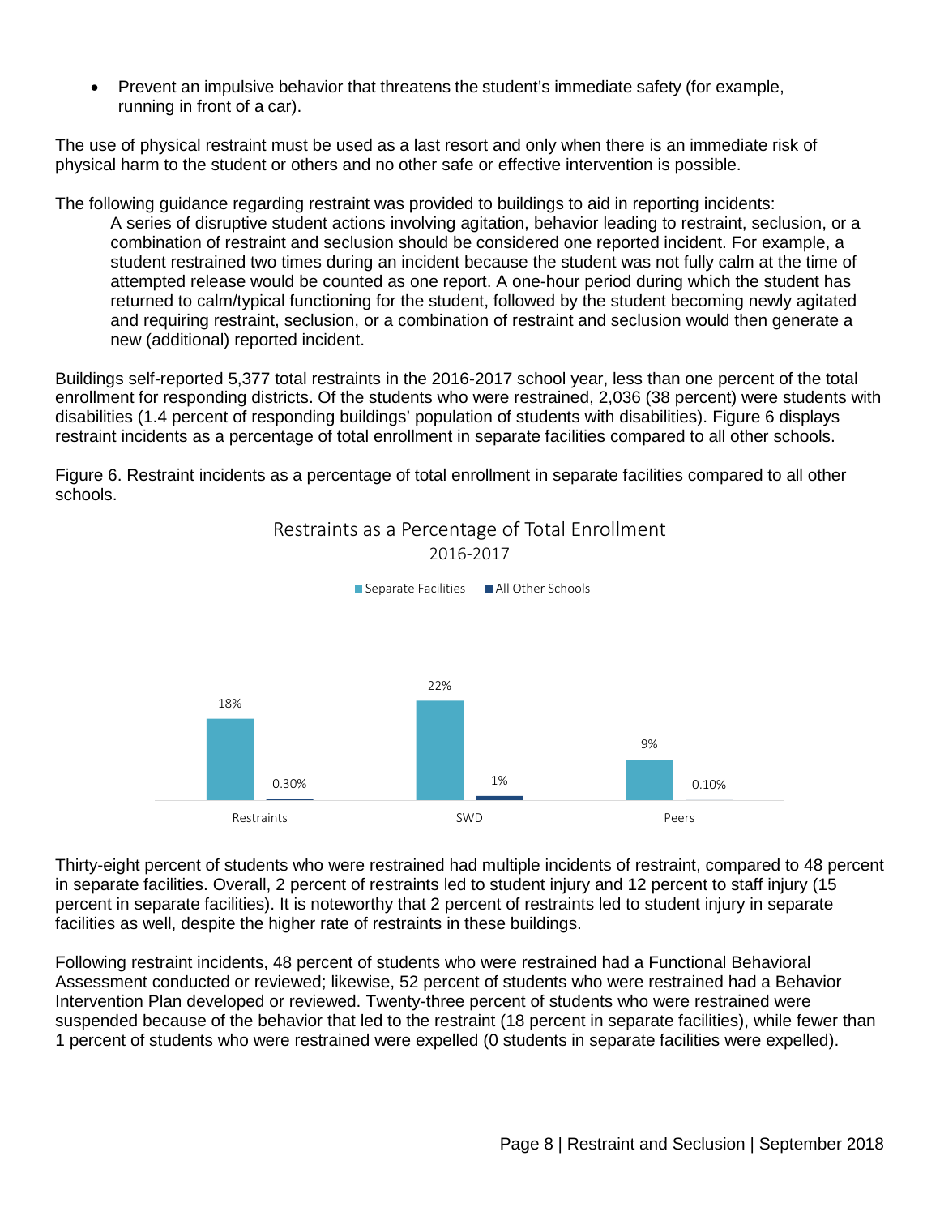- Prevent an impulsive behavior that threatens the student's immediate safety (for example, running in front of a car).

The use of physical restraint must be used as a last resort and only when there is an immediate risk of physical harm to the student or others and no other safe or effective intervention is possible.

The following guidance regarding restraint was provided to buildings to aid in reporting incidents:

> A series of disruptive student actions involving agitation, behavior leading to restraint, seclusion, or a combination of restraint and seclusion should be considered one reported incident. For example, a student restrained two times during an incident because the student was not fully calm at the time of attempted release would be counted as one report. A one-hour period during which the student has returned to calm/typical functioning for the student, followed by the student becoming newly agitated and requiring restraint, seclusion, or a combination of restraint and seclusion would then generate a new (additional) reported incident.

Buildings self-reported 5,377 total restraints in the 2016-2017 school year, less than one percent of the total enrollment for responding districts. Of the students who were restrained, 2,036 (38 percent) were students with disabilities (1.4 percent of responding buildings' population of students with disabilities). Figure 6 displays restraint incidents as a percentage of total enrollment in separate facilities compared to all other schools.

Figure 6. Restraint incidents as a percentage of total enrollment in separate facilities compared to all other schools.

**Restraints as a Percentage of Total Enrollment**
**2016-2017**

| | Separate Facilities | All Other Schools |
|---|---|---|
| Restraints | 18% | 0.30% |
| SWD | 22% | 1% |
| Peers | 9% | 0.10% |

Thirty-eight percent of students who were restrained had multiple incidents of restraint, compared to 48 percent in separate facilities. Overall, 2 percent of restraints led to student injury and 12 percent to staff injury (15 percent in separate facilities). It is noteworthy that 2 percent of restraints led to student injury in separate facilities as well, despite the higher rate of restraints in these buildings.

Following restraint incidents, 48 percent of students who were restrained had a Functional Behavioral Assessment conducted or reviewed; likewise, 52 percent of students who were restrained had a Behavior Intervention Plan developed or reviewed. Twenty-three percent of students who were restrained were suspended because of the behavior that led to the restraint (18 percent in separate facilities), while fewer than 1 percent of students who were restrained were expelled (0 students in separate facilities were expelled).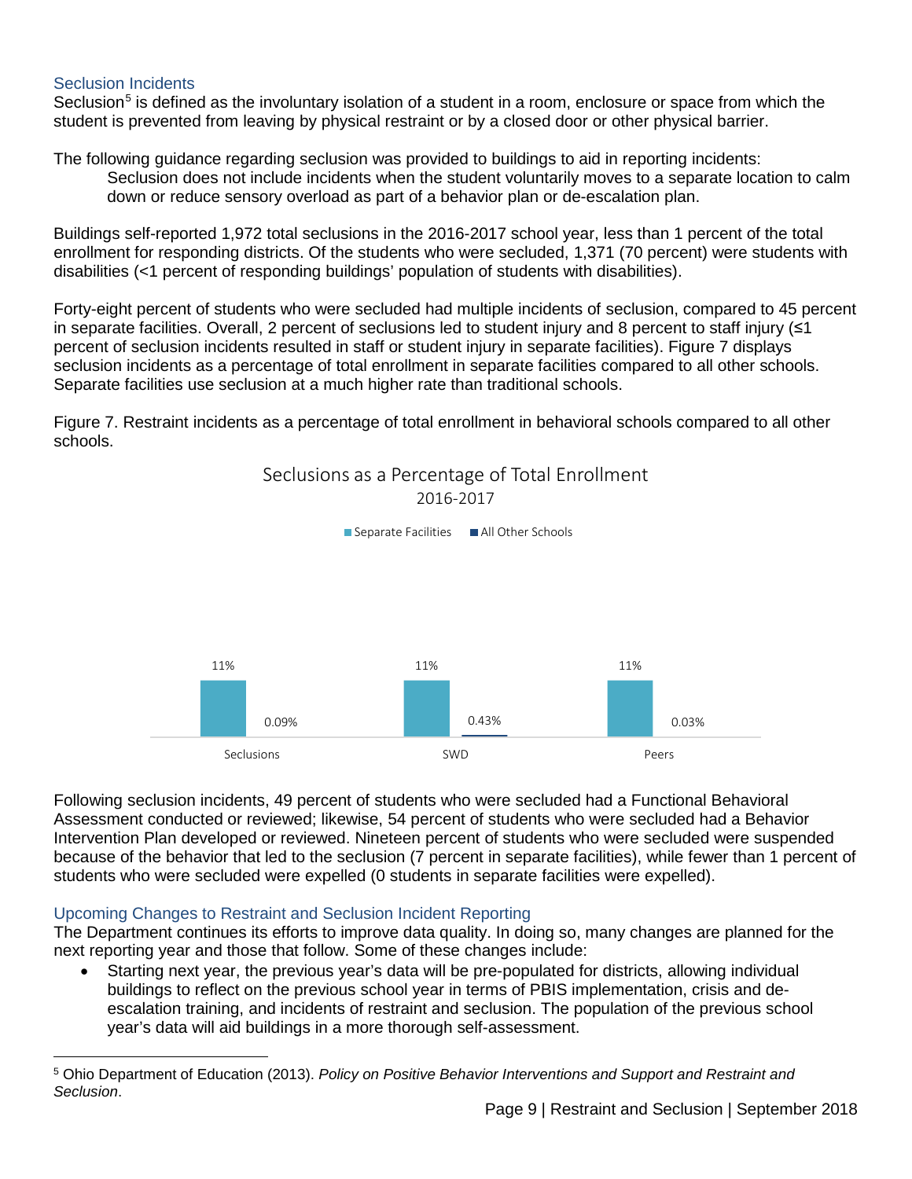### Seclusion Incidents

Seclusion[5] is defined as the involuntary isolation of a student in a room, enclosure or space from which the student is prevented from leaving by physical restraint or by a closed door or other physical barrier.

The following guidance regarding seclusion was provided to buildings to aid in reporting incidents:

> Seclusion does not include incidents when the student voluntarily moves to a separate location to calm down or reduce sensory overload as part of a behavior plan or de-escalation plan.

Buildings self-reported 1,972 total seclusions in the 2016-2017 school year, less than 1 percent of the total enrollment for responding districts. Of the students who were secluded, 1,371 (70 percent) were students with disabilities (<1 percent of responding buildings' population of students with disabilities).

Forty-eight percent of students who were secluded had multiple incidents of seclusion, compared to 45 percent in separate facilities. Overall, 2 percent of seclusions led to student injury and 8 percent to staff injury (≤1 percent of seclusion incidents resulted in staff or student injury in separate facilities). Figure 7 displays seclusion incidents as a percentage of total enrollment in separate facilities compared to all other schools. Separate facilities use seclusion at a much higher rate than traditional schools.

Figure 7. Restraint incidents as a percentage of total enrollment in behavioral schools compared to all other schools.

**Seclusions as a Percentage of Total Enrollment 2016-2017**

|  | Separate Facilities | All Other Schools |
|---|---|---|
| Seclusions | 11% | 0.09% |
| SWD | 11% | 0.43% |
| Peers | 11% | 0.03% |

Following seclusion incidents, 49 percent of students who were secluded had a Functional Behavioral Assessment conducted or reviewed; likewise, 54 percent of students who were secluded had a Behavior Intervention Plan developed or reviewed. Nineteen percent of students who were secluded were suspended because of the behavior that led to the seclusion (7 percent in separate facilities), while fewer than 1 percent of students who were secluded were expelled (0 students in separate facilities were expelled).

### Upcoming Changes to Restraint and Seclusion Incident Reporting

The Department continues its efforts to improve data quality. In doing so, many changes are planned for the next reporting year and those that follow. Some of these changes include:

- Starting next year, the previous year's data will be pre-populated for districts, allowing individual buildings to reflect on the previous school year in terms of PBIS implementation, crisis and de-escalation training, and incidents of restraint and seclusion. The population of the previous school year's data will aid buildings in a more thorough self-assessment.

---

[5] Ohio Department of Education (2013). *Policy on Positive Behavior Interventions and Support and Restraint and Seclusion*.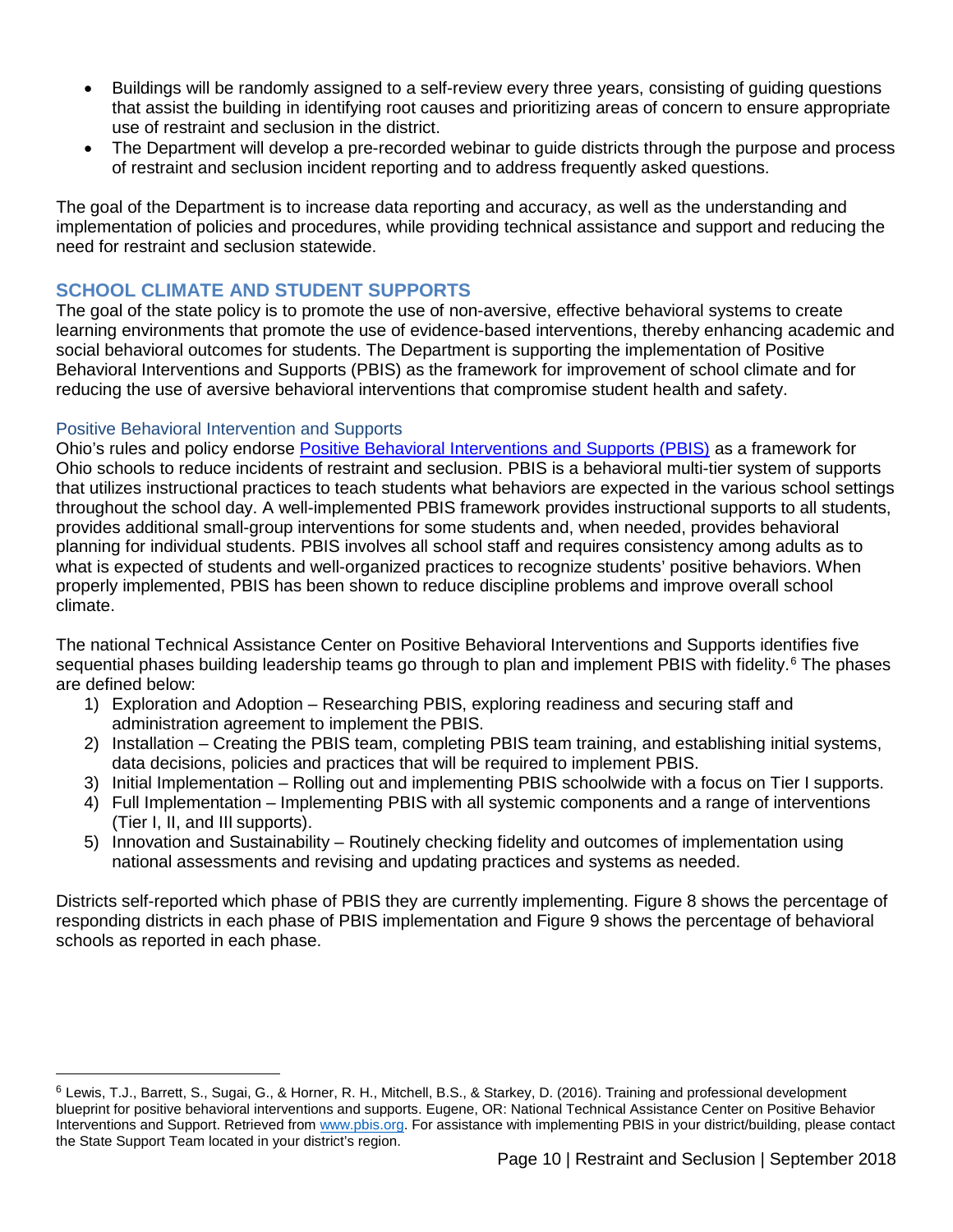- Buildings will be randomly assigned to a self-review every three years, consisting of guiding questions that assist the building in identifying root causes and prioritizing areas of concern to ensure appropriate use of restraint and seclusion in the district.
- The Department will develop a pre-recorded webinar to guide districts through the purpose and process of restraint and seclusion incident reporting and to address frequently asked questions.

The goal of the Department is to increase data reporting and accuracy, as well as the understanding and implementation of policies and procedures, while providing technical assistance and support and reducing the need for restraint and seclusion statewide.

## SCHOOL CLIMATE AND STUDENT SUPPORTS

The goal of the state policy is to promote the use of non-aversive, effective behavioral systems to create learning environments that promote the use of evidence-based interventions, thereby enhancing academic and social behavioral outcomes for students. The Department is supporting the implementation of Positive Behavioral Interventions and Supports (PBIS) as the framework for improvement of school climate and for reducing the use of aversive behavioral interventions that compromise student health and safety.

### Positive Behavioral Intervention and Supports

Ohio's rules and policy endorse Positive Behavioral Interventions and Supports (PBIS) as a framework for Ohio schools to reduce incidents of restraint and seclusion. PBIS is a behavioral multi-tier system of supports that utilizes instructional practices to teach students what behaviors are expected in the various school settings throughout the school day. A well-implemented PBIS framework provides instructional supports to all students, provides additional small-group interventions for some students and, when needed, provides behavioral planning for individual students. PBIS involves all school staff and requires consistency among adults as to what is expected of students and well-organized practices to recognize students' positive behaviors. When properly implemented, PBIS has been shown to reduce discipline problems and improve overall school climate.

The national Technical Assistance Center on Positive Behavioral Interventions and Supports identifies five sequential phases building leadership teams go through to plan and implement PBIS with fidelity.[6] The phases are defined below:

1) Exploration and Adoption – Researching PBIS, exploring readiness and securing staff and administration agreement to implement the PBIS.
2) Installation – Creating the PBIS team, completing PBIS team training, and establishing initial systems, data decisions, policies and practices that will be required to implement PBIS.
3) Initial Implementation – Rolling out and implementing PBIS schoolwide with a focus on Tier I supports.
4) Full Implementation – Implementing PBIS with all systemic components and a range of interventions (Tier I, II, and III supports).
5) Innovation and Sustainability – Routinely checking fidelity and outcomes of implementation using national assessments and revising and updating practices and systems as needed.

Districts self-reported which phase of PBIS they are currently implementing. Figure 8 shows the percentage of responding districts in each phase of PBIS implementation and Figure 9 shows the percentage of behavioral schools as reported in each phase.

---

[6] Lewis, T.J., Barrett, S., Sugai, G., & Horner, R. H., Mitchell, B.S., & Starkey, D. (2016). Training and professional development blueprint for positive behavioral interventions and supports. Eugene, OR: National Technical Assistance Center on Positive Behavior Interventions and Support. Retrieved from www.pbis.org. For assistance with implementing PBIS in your district/building, please contact the State Support Team located in your district's region.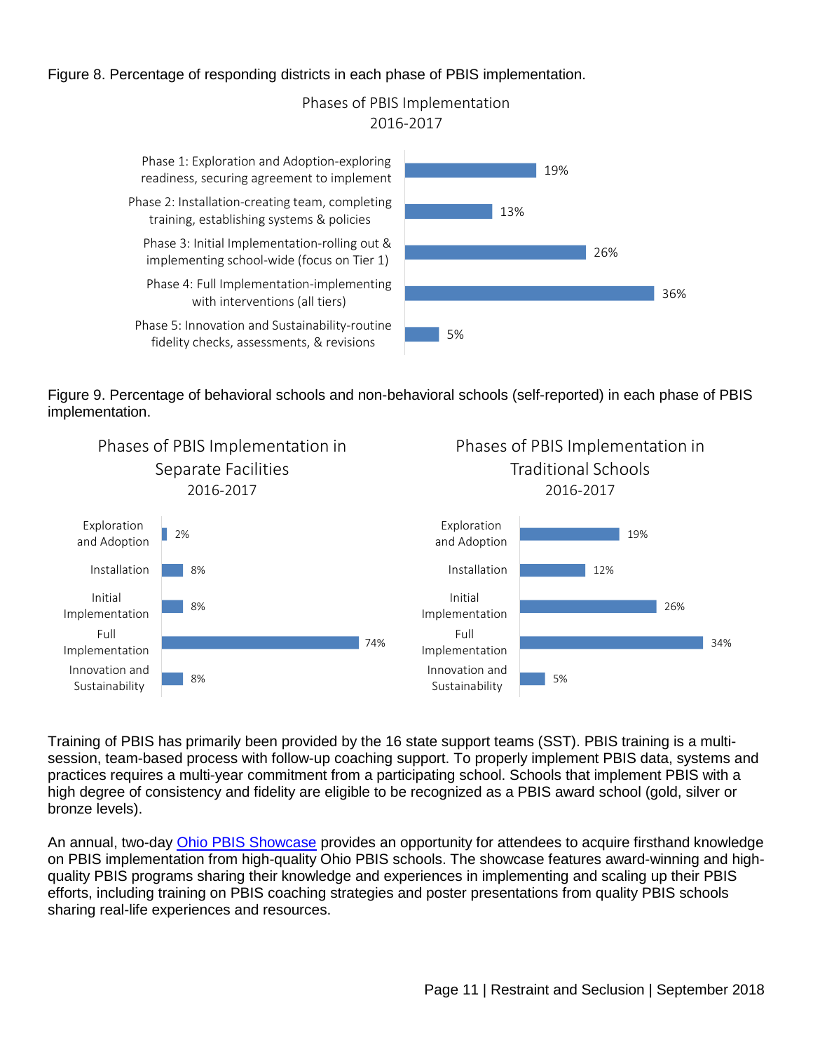Figure 8. Percentage of responding districts in each phase of PBIS implementation.

Phases of PBIS Implementation 2016-2017

| Phase | Percentage |
| --- | --- |
| Phase 1: Exploration and Adoption-exploring readiness, securing agreement to implement | 19% |
| Phase 2: Installation-creating team, completing training, establishing systems & policies | 13% |
| Phase 3: Initial Implementation-rolling out & implementing school-wide (focus on Tier 1) | 26% |
| Phase 4: Full Implementation-implementing with interventions (all tiers) | 36% |
| Phase 5: Innovation and Sustainability-routine fidelity checks, assessments, & revisions | 5% |

Figure 9. Percentage of behavioral schools and non-behavioral schools (self-reported) in each phase of PBIS implementation.

Phases of PBIS Implementation in Separate Facilities 2016-2017

| Phase | Percentage |
| --- | --- |
| Exploration and Adoption | 2% |
| Installation | 8% |
| Initial Implementation | 8% |
| Full Implementation | 74% |
| Innovation and Sustainability | 8% |

Phases of PBIS Implementation in Traditional Schools 2016-2017

| Phase | Percentage |
| --- | --- |
| Exploration and Adoption | 19% |
| Installation | 12% |
| Initial Implementation | 26% |
| Full Implementation | 34% |
| Innovation and Sustainability | 5% |

Training of PBIS has primarily been provided by the 16 state support teams (SST). PBIS training is a multi-session, team-based process with follow-up coaching support. To properly implement PBIS data, systems and practices requires a multi-year commitment from a participating school. Schools that implement PBIS with a high degree of consistency and fidelity are eligible to be recognized as a PBIS award school (gold, silver or bronze levels).

An annual, two-day Ohio PBIS Showcase provides an opportunity for attendees to acquire firsthand knowledge on PBIS implementation from high-quality Ohio PBIS schools. The showcase features award-winning and high-quality PBIS programs sharing their knowledge and experiences in implementing and scaling up their PBIS efforts, including training on PBIS coaching strategies and poster presentations from quality PBIS schools sharing real-life experiences and resources.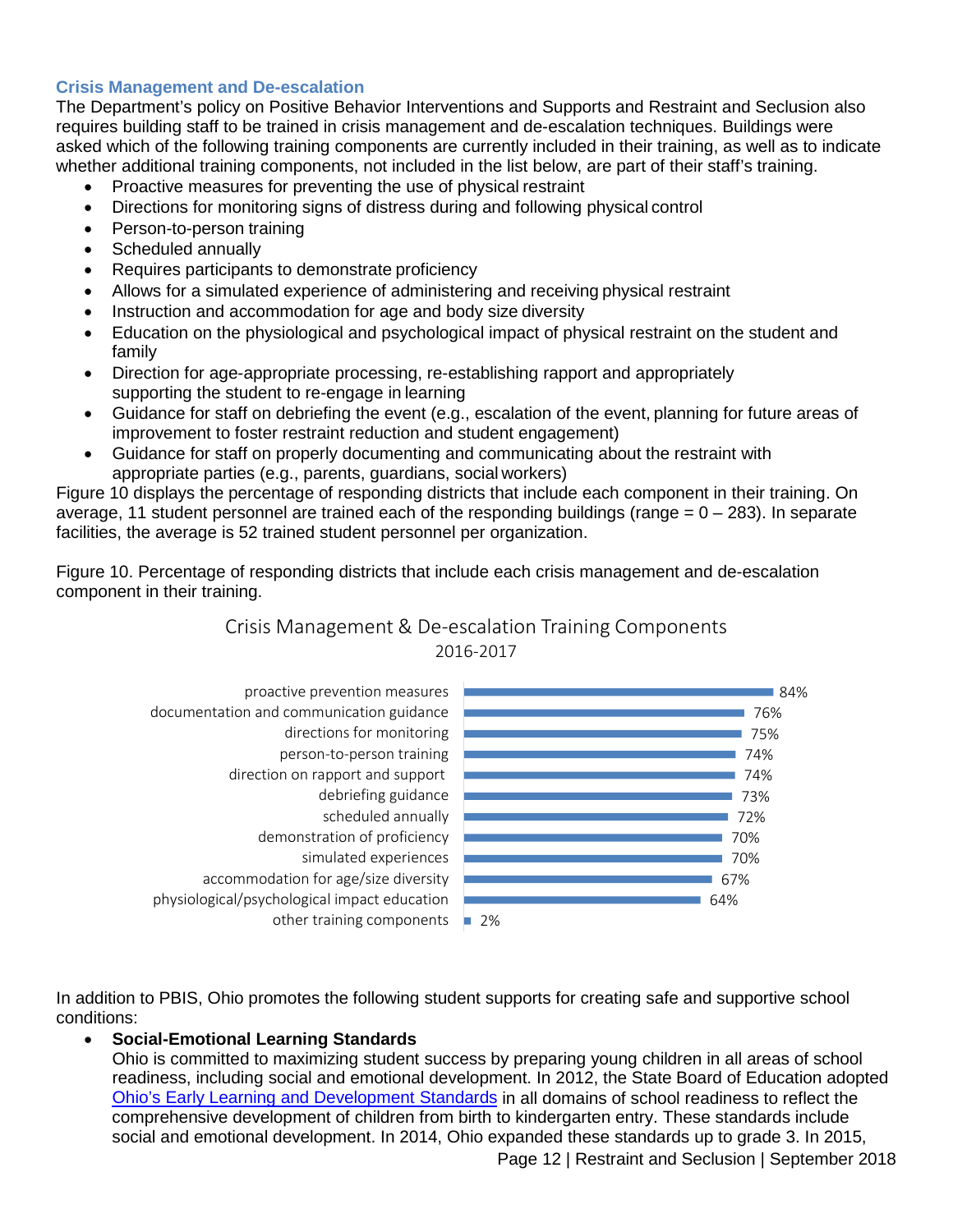### Crisis Management and De-escalation

The Department's policy on Positive Behavior Interventions and Supports and Restraint and Seclusion also requires building staff to be trained in crisis management and de-escalation techniques. Buildings were asked which of the following training components are currently included in their training, as well as to indicate whether additional training components, not included in the list below, are part of their staff's training.

- Proactive measures for preventing the use of physical restraint
- Directions for monitoring signs of distress during and following physical control
- Person-to-person training
- Scheduled annually
- Requires participants to demonstrate proficiency
- Allows for a simulated experience of administering and receiving physical restraint
- Instruction and accommodation for age and body size diversity
- Education on the physiological and psychological impact of physical restraint on the student and family
- Direction for age-appropriate processing, re-establishing rapport and appropriately supporting the student to re-engage in learning
- Guidance for staff on debriefing the event (e.g., escalation of the event, planning for future areas of improvement to foster restraint reduction and student engagement)
- Guidance for staff on properly documenting and communicating about the restraint with appropriate parties (e.g., parents, guardians, social workers)

Figure 10 displays the percentage of responding districts that include each component in their training. On average, 11 student personnel are trained each of the responding buildings (range = 0 – 283). In separate facilities, the average is 52 trained student personnel per organization.

Figure 10. Percentage of responding districts that include each crisis management and de-escalation component in their training.

Crisis Management & De-escalation Training Components
2016-2017

| Component | Percentage |
|---|---|
| proactive prevention measures | 84% |
| documentation and communication guidance | 76% |
| directions for monitoring | 75% |
| person-to-person training | 74% |
| direction on rapport and support | 74% |
| debriefing guidance | 73% |
| scheduled annually | 72% |
| demonstration of proficiency | 70% |
| simulated experiences | 70% |
| accommodation for age/size diversity | 67% |
| physiological/psychological impact education | 64% |
| other training components | 2% |

In addition to PBIS, Ohio promotes the following student supports for creating safe and supportive school conditions:

- **Social-Emotional Learning Standards**
  Ohio is committed to maximizing student success by preparing young children in all areas of school readiness, including social and emotional development. In 2012, the State Board of Education adopted Ohio's Early Learning and Development Standards in all domains of school readiness to reflect the comprehensive development of children from birth to kindergarten entry. These standards include social and emotional development. In 2014, Ohio expanded these standards up to grade 3. In 2015,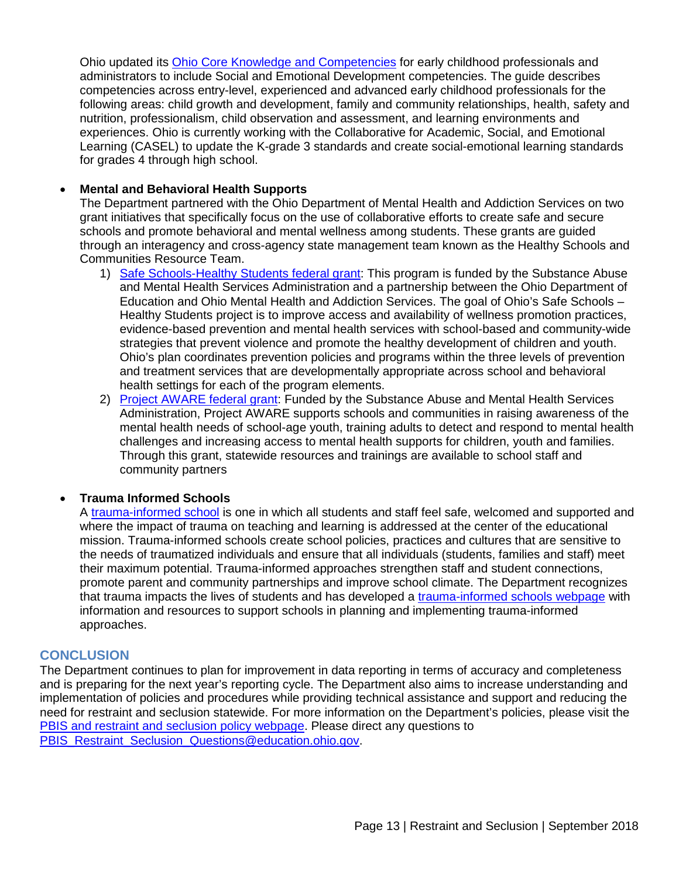Ohio updated its Ohio Core Knowledge and Competencies for early childhood professionals and administrators to include Social and Emotional Development competencies. The guide describes competencies across entry-level, experienced and advanced early childhood professionals for the following areas: child growth and development, family and community relationships, health, safety and nutrition, professionalism, child observation and assessment, and learning environments and experiences. Ohio is currently working with the Collaborative for Academic, Social, and Emotional Learning (CASEL) to update the K-grade 3 standards and create social-emotional learning standards for grades 4 through high school.

- **Mental and Behavioral Health Supports**
  The Department partnered with the Ohio Department of Mental Health and Addiction Services on two grant initiatives that specifically focus on the use of collaborative efforts to create safe and secure schools and promote behavioral and mental wellness among students. These grants are guided through an interagency and cross-agency state management team known as the Healthy Schools and Communities Resource Team.
  1) Safe Schools-Healthy Students federal grant: This program is funded by the Substance Abuse and Mental Health Services Administration and a partnership between the Ohio Department of Education and Ohio Mental Health and Addiction Services. The goal of Ohio's Safe Schools – Healthy Students project is to improve access and availability of wellness promotion practices, evidence-based prevention and mental health services with school-based and community-wide strategies that prevent violence and promote the healthy development of children and youth. Ohio's plan coordinates prevention policies and programs within the three levels of prevention and treatment services that are developmentally appropriate across school and behavioral health settings for each of the program elements.
  2) Project AWARE federal grant: Funded by the Substance Abuse and Mental Health Services Administration, Project AWARE supports schools and communities in raising awareness of the mental health needs of school-age youth, training adults to detect and respond to mental health challenges and increasing access to mental health supports for children, youth and families. Through this grant, statewide resources and trainings are available to school staff and community partners

- **Trauma Informed Schools**
  A trauma-informed school is one in which all students and staff feel safe, welcomed and supported and where the impact of trauma on teaching and learning is addressed at the center of the educational mission. Trauma-informed schools create school policies, practices and cultures that are sensitive to the needs of traumatized individuals and ensure that all individuals (students, families and staff) meet their maximum potential. Trauma-informed approaches strengthen staff and student connections, promote parent and community partnerships and improve school climate. The Department recognizes that trauma impacts the lives of students and has developed a trauma-informed schools webpage with information and resources to support schools in planning and implementing trauma-informed approaches.

## CONCLUSION

The Department continues to plan for improvement in data reporting in terms of accuracy and completeness and is preparing for the next year's reporting cycle. The Department also aims to increase understanding and implementation of policies and procedures while providing technical assistance and support and reducing the need for restraint and seclusion statewide. For more information on the Department's policies, please visit the PBIS and restraint and seclusion policy webpage. Please direct any questions to PBIS_Restraint_Seclusion_Questions@education.ohio.gov.